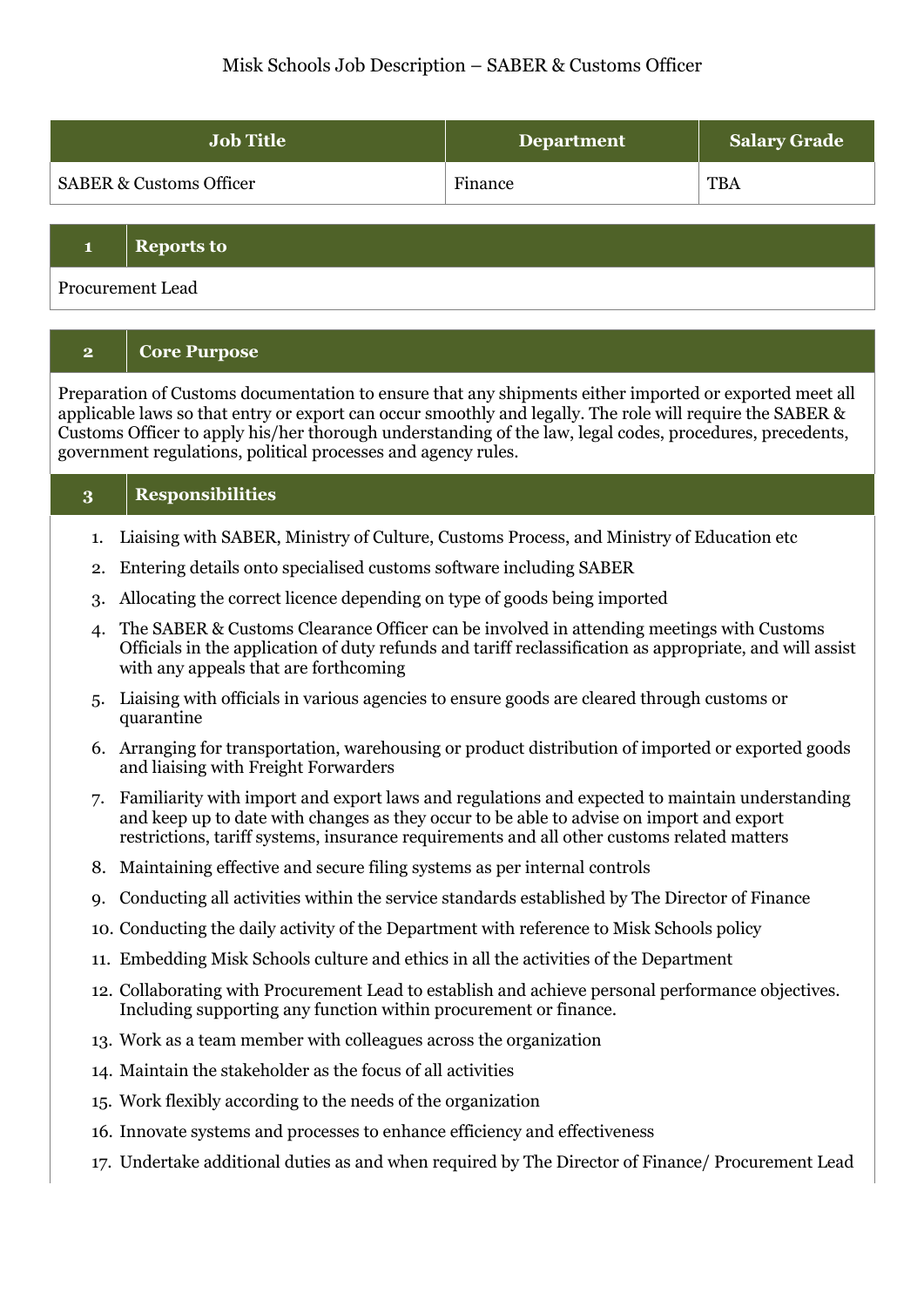Misk Schools Job Description – SABER & Customs Officer

| Job Title | Department | Salary Grade |
|---|---|---|
| SABER & Customs Officer | Finance | TBA |

## 1 Reports to

Procurement Lead

## 2 Core Purpose

Preparation of Customs documentation to ensure that any shipments either imported or exported meet all applicable laws so that entry or export can occur smoothly and legally. The role will require the SABER & Customs Officer to apply his/her thorough understanding of the law, legal codes, procedures, precedents, government regulations, political processes and agency rules.

## 3 Responsibilities

1. Liaising with SABER, Ministry of Culture, Customs Process, and Ministry of Education etc
2. Entering details onto specialised customs software including SABER
3. Allocating the correct licence depending on type of goods being imported
4. The SABER & Customs Clearance Officer can be involved in attending meetings with Customs Officials in the application of duty refunds and tariff reclassification as appropriate, and will assist with any appeals that are forthcoming
5. Liaising with officials in various agencies to ensure goods are cleared through customs or quarantine
6. Arranging for transportation, warehousing or product distribution of imported or exported goods and liaising with Freight Forwarders
7. Familiarity with import and export laws and regulations and expected to maintain understanding and keep up to date with changes as they occur to be able to advise on import and export restrictions, tariff systems, insurance requirements and all other customs related matters
8. Maintaining effective and secure filing systems as per internal controls
9. Conducting all activities within the service standards established by The Director of Finance
10. Conducting the daily activity of the Department with reference to Misk Schools policy
11. Embedding Misk Schools culture and ethics in all the activities of the Department
12. Collaborating with Procurement Lead to establish and achieve personal performance objectives. Including supporting any function within procurement or finance.
13. Work as a team member with colleagues across the organization
14. Maintain the stakeholder as the focus of all activities
15. Work flexibly according to the needs of the organization
16. Innovate systems and processes to enhance efficiency and effectiveness
17. Undertake additional duties as and when required by The Director of Finance/ Procurement Lead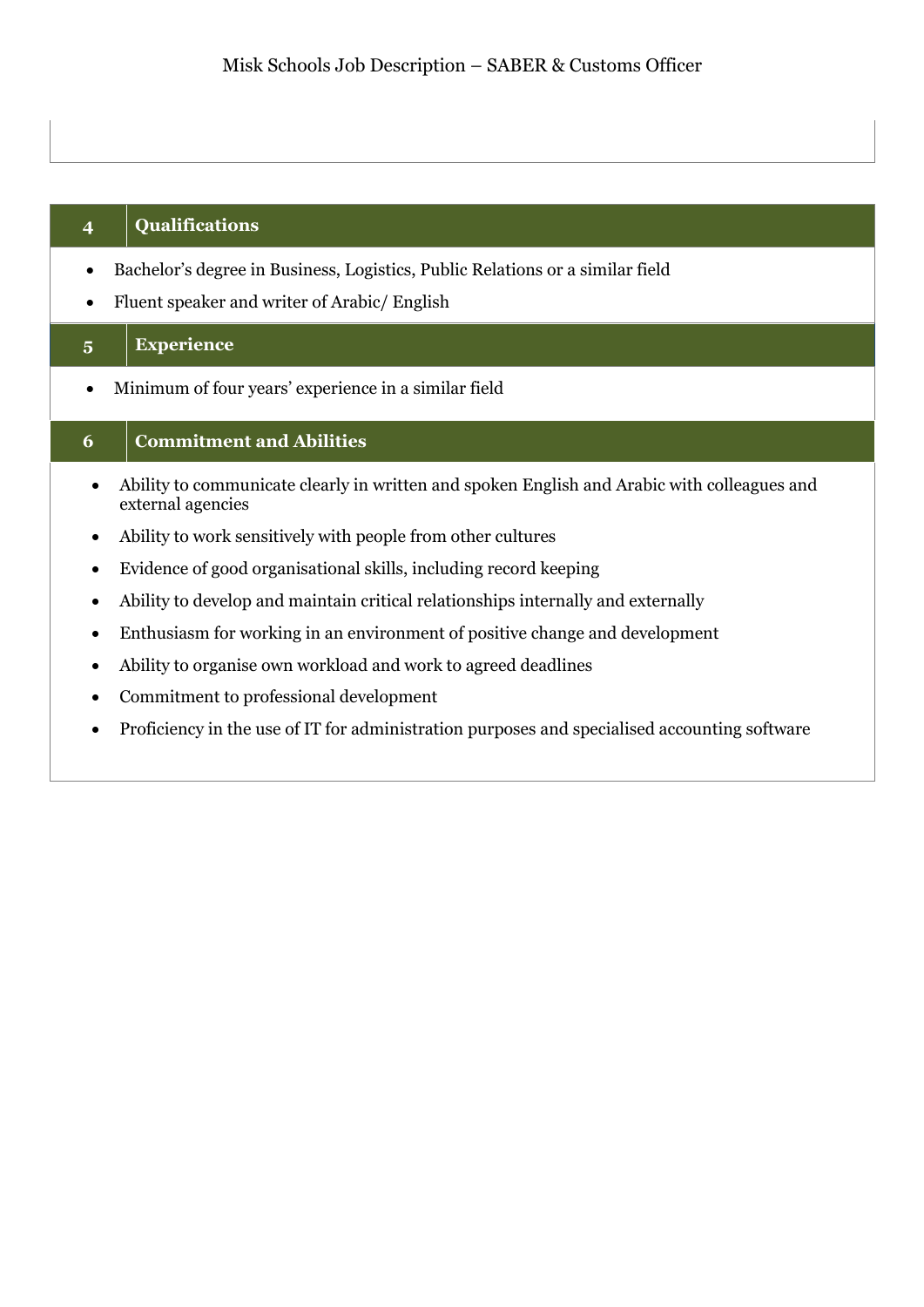## 4 Qualifications

- Bachelor's degree in Business, Logistics, Public Relations or a similar field
- Fluent speaker and writer of Arabic/ English

## 5 Experience

- Minimum of four years' experience in a similar field

## 6 Commitment and Abilities

- Ability to communicate clearly in written and spoken English and Arabic with colleagues and external agencies
- Ability to work sensitively with people from other cultures
- Evidence of good organisational skills, including record keeping
- Ability to develop and maintain critical relationships internally and externally
- Enthusiasm for working in an environment of positive change and development
- Ability to organise own workload and work to agreed deadlines
- Commitment to professional development
- Proficiency in the use of IT for administration purposes and specialised accounting software